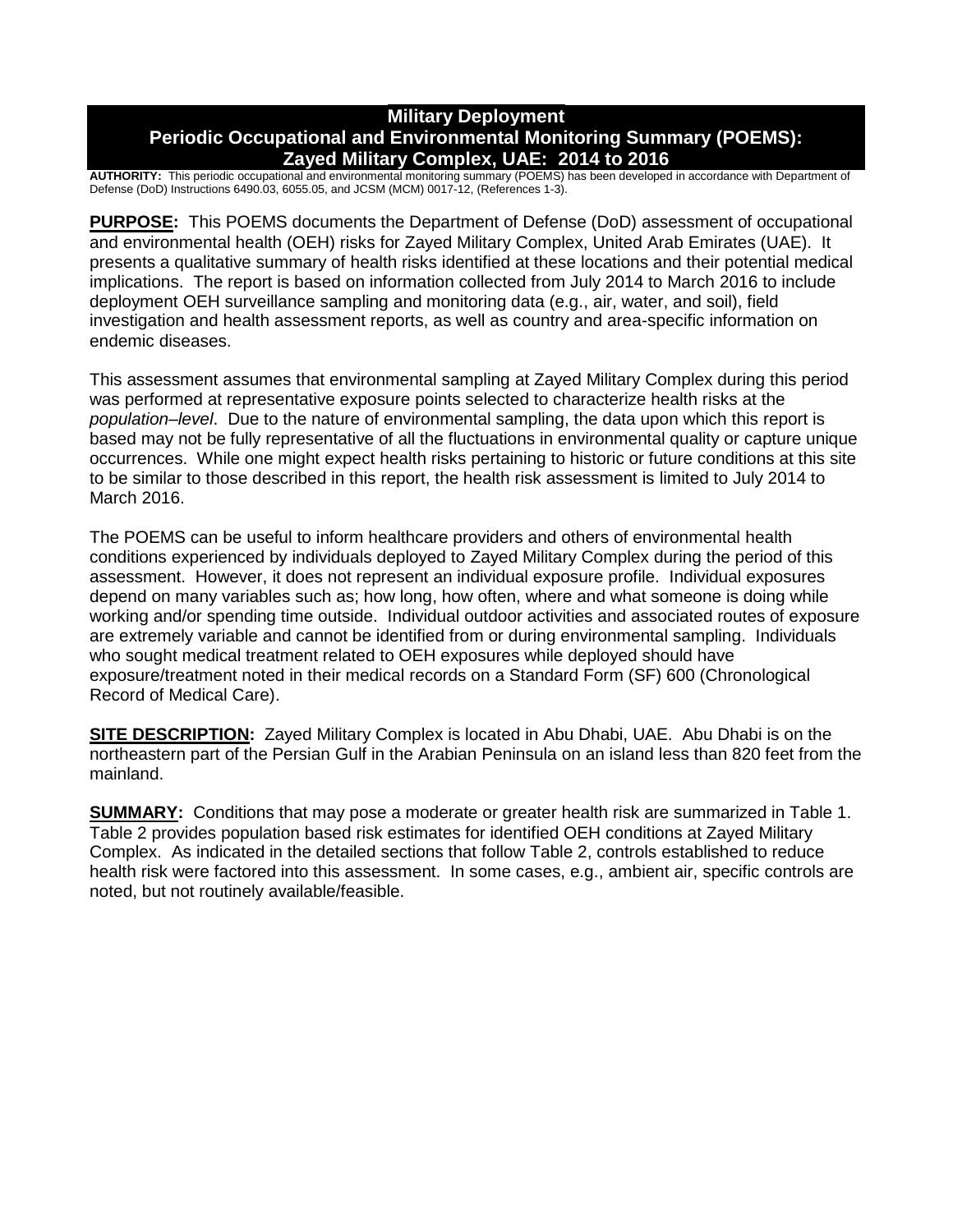# Military Deployment
# Periodic Occupational and Environmental Monitoring Summary (POEMS): Zayed Military Complex, UAE: 2014 to 2016

**AUTHORITY:** This periodic occupational and environmental monitoring summary (POEMS) has been developed in accordance with Department of Defense (DoD) Instructions 6490.03, 6055.05, and JCSM (MCM) 0017-12, (References 1-3).

**PURPOSE:** This POEMS documents the Department of Defense (DoD) assessment of occupational and environmental health (OEH) risks for Zayed Military Complex, United Arab Emirates (UAE). It presents a qualitative summary of health risks identified at these locations and their potential medical implications. The report is based on information collected from July 2014 to March 2016 to include deployment OEH surveillance sampling and monitoring data (e.g., air, water, and soil), field investigation and health assessment reports, as well as country and area-specific information on endemic diseases.

This assessment assumes that environmental sampling at Zayed Military Complex during this period was performed at representative exposure points selected to characterize health risks at the *population–level*. Due to the nature of environmental sampling, the data upon which this report is based may not be fully representative of all the fluctuations in environmental quality or capture unique occurrences. While one might expect health risks pertaining to historic or future conditions at this site to be similar to those described in this report, the health risk assessment is limited to July 2014 to March 2016.

The POEMS can be useful to inform healthcare providers and others of environmental health conditions experienced by individuals deployed to Zayed Military Complex during the period of this assessment. However, it does not represent an individual exposure profile. Individual exposures depend on many variables such as; how long, how often, where and what someone is doing while working and/or spending time outside. Individual outdoor activities and associated routes of exposure are extremely variable and cannot be identified from or during environmental sampling. Individuals who sought medical treatment related to OEH exposures while deployed should have exposure/treatment noted in their medical records on a Standard Form (SF) 600 (Chronological Record of Medical Care).

**SITE DESCRIPTION:** Zayed Military Complex is located in Abu Dhabi, UAE. Abu Dhabi is on the northeastern part of the Persian Gulf in the Arabian Peninsula on an island less than 820 feet from the mainland.

**SUMMARY:** Conditions that may pose a moderate or greater health risk are summarized in Table 1. Table 2 provides population based risk estimates for identified OEH conditions at Zayed Military Complex. As indicated in the detailed sections that follow Table 2, controls established to reduce health risk were factored into this assessment. In some cases, e.g., ambient air, specific controls are noted, but not routinely available/feasible.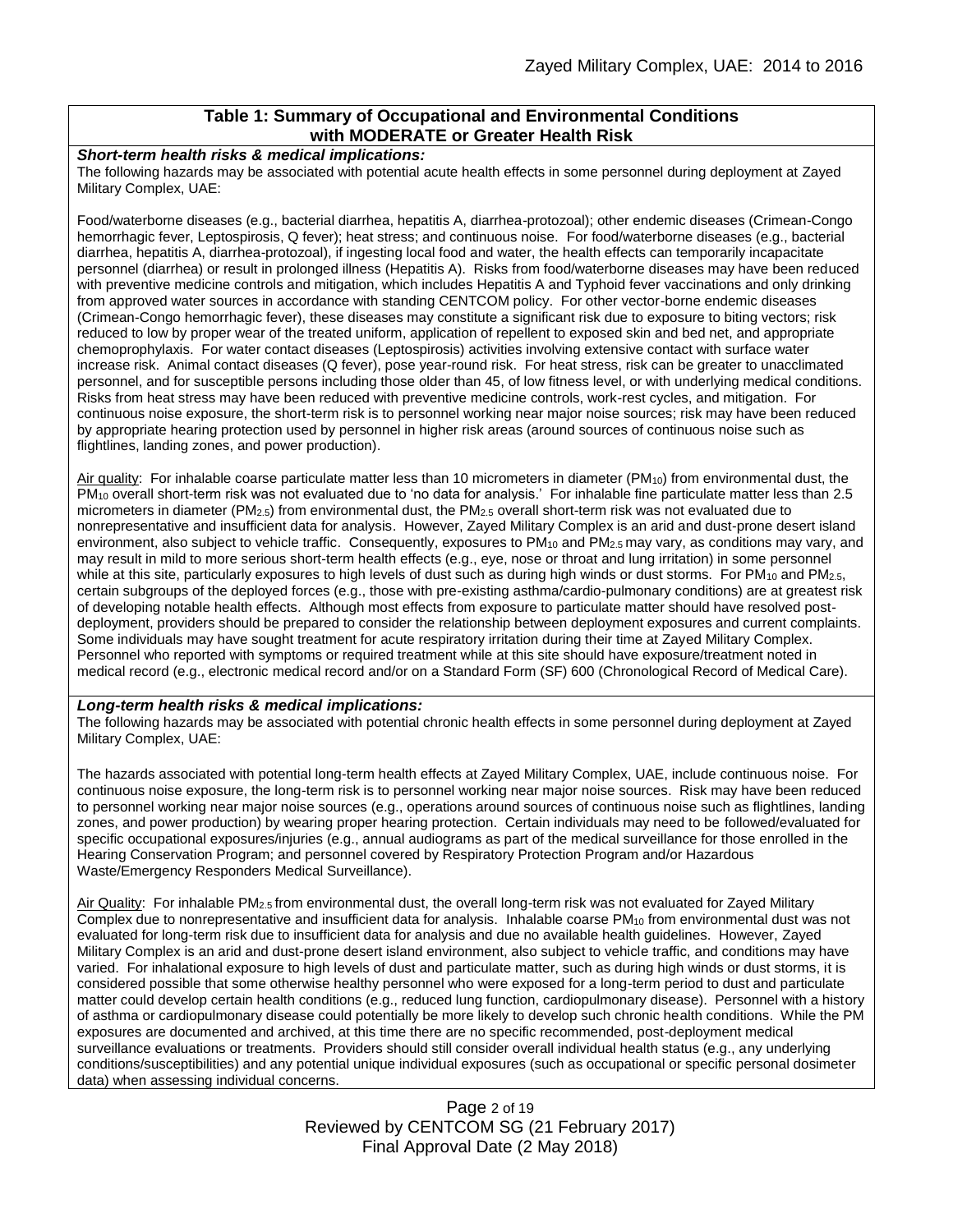## Table 1: Summary of Occupational and Environmental Conditions with MODERATE or Greater Health Risk

***Short-term health risks & medical implications:***

The following hazards may be associated with potential acute health effects in some personnel during deployment at Zayed Military Complex, UAE:

Food/waterborne diseases (e.g., bacterial diarrhea, hepatitis A, diarrhea-protozoal); other endemic diseases (Crimean-Congo hemorrhagic fever, Leptospirosis, Q fever); heat stress; and continuous noise. For food/waterborne diseases (e.g., bacterial diarrhea, hepatitis A, diarrhea-protozoal), if ingesting local food and water, the health effects can temporarily incapacitate personnel (diarrhea) or result in prolonged illness (Hepatitis A). Risks from food/waterborne diseases may have been reduced with preventive medicine controls and mitigation, which includes Hepatitis A and Typhoid fever vaccinations and only drinking from approved water sources in accordance with standing CENTCOM policy. For other vector-borne endemic diseases (Crimean-Congo hemorrhagic fever), these diseases may constitute a significant risk due to exposure to biting vectors; risk reduced to low by proper wear of the treated uniform, application of repellent to exposed skin and bed net, and appropriate chemoprophylaxis. For water contact diseases (Leptospirosis) activities involving extensive contact with surface water increase risk. Animal contact diseases (Q fever), pose year-round risk. For heat stress, risk can be greater to unacclimated personnel, and for susceptible persons including those older than 45, of low fitness level, or with underlying medical conditions. Risks from heat stress may have been reduced with preventive medicine controls, work-rest cycles, and mitigation. For continuous noise exposure, the short-term risk is to personnel working near major noise sources; risk may have been reduced by appropriate hearing protection used by personnel in higher risk areas (around sources of continuous noise such as flightlines, landing zones, and power production).

Air quality: For inhalable coarse particulate matter less than 10 micrometers in diameter ($PM_{10}$) from environmental dust, the $PM_{10}$ overall short-term risk was not evaluated due to 'no data for analysis.' For inhalable fine particulate matter less than 2.5 micrometers in diameter ($PM_{2.5}$) from environmental dust, the $PM_{2.5}$ overall short-term risk was not evaluated due to nonrepresentative and insufficient data for analysis. However, Zayed Military Complex is an arid and dust-prone desert island environment, also subject to vehicle traffic. Consequently, exposures to $PM_{10}$ and $PM_{2.5}$ may vary, as conditions may vary, and may result in mild to more serious short-term health effects (e.g., eye, nose or throat and lung irritation) in some personnel while at this site, particularly exposures to high levels of dust such as during high winds or dust storms. For $PM_{10}$ and $PM_{2.5}$, certain subgroups of the deployed forces (e.g., those with pre-existing asthma/cardio-pulmonary conditions) are at greatest risk of developing notable health effects. Although most effects from exposure to particulate matter should have resolved post-deployment, providers should be prepared to consider the relationship between deployment exposures and current complaints. Some individuals may have sought treatment for acute respiratory irritation during their time at Zayed Military Complex. Personnel who reported with symptoms or required treatment while at this site should have exposure/treatment noted in medical record (e.g., electronic medical record and/or on a Standard Form (SF) 600 (Chronological Record of Medical Care).

***Long-term health risks & medical implications:***

The following hazards may be associated with potential chronic health effects in some personnel during deployment at Zayed Military Complex, UAE:

The hazards associated with potential long-term health effects at Zayed Military Complex, UAE, include continuous noise. For continuous noise exposure, the long-term risk is to personnel working near major noise sources. Risk may have been reduced to personnel working near major noise sources (e.g., operations around sources of continuous noise such as flightlines, landing zones, and power production) by wearing proper hearing protection. Certain individuals may need to be followed/evaluated for specific occupational exposures/injuries (e.g., annual audiograms as part of the medical surveillance for those enrolled in the Hearing Conservation Program; and personnel covered by Respiratory Protection Program and/or Hazardous Waste/Emergency Responders Medical Surveillance).

Air Quality: For inhalable $PM_{2.5}$ from environmental dust, the overall long-term risk was not evaluated for Zayed Military Complex due to nonrepresentative and insufficient data for analysis. Inhalable coarse $PM_{10}$ from environmental dust was not evaluated for long-term risk due to insufficient data for analysis and due no available health guidelines. However, Zayed Military Complex is an arid and dust-prone desert island environment, also subject to vehicle traffic, and conditions may have varied. For inhalational exposure to high levels of dust and particulate matter, such as during high winds or dust storms, it is considered possible that some otherwise healthy personnel who were exposed for a long-term period to dust and particulate matter could develop certain health conditions (e.g., reduced lung function, cardiopulmonary disease). Personnel with a history of asthma or cardiopulmonary disease could potentially be more likely to develop such chronic health conditions. While the PM exposures are documented and archived, at this time there are no specific recommended, post-deployment medical surveillance evaluations or treatments. Providers should still consider overall individual health status (e.g., any underlying conditions/susceptibilities) and any potential unique individual exposures (such as occupational or specific personal dosimeter data) when assessing individual concerns.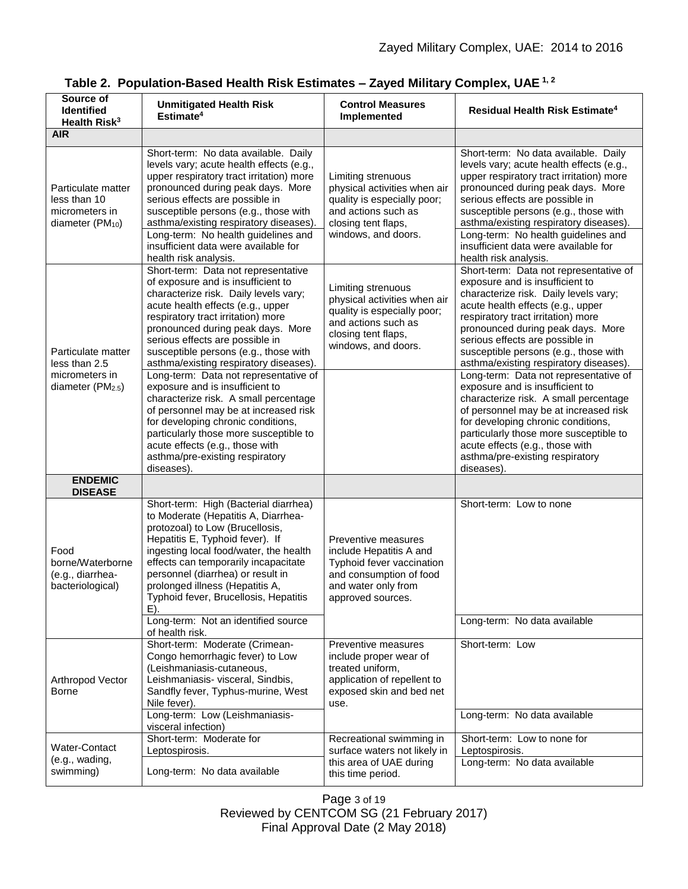**Table 2. Population-Based Health Risk Estimates – Zayed Military Complex, UAE [1, 2]**

| Source of Identified Health Risk[3] | Unmitigated Health Risk Estimate[4] | Control Measures Implemented | Residual Health Risk Estimate[4] |
|---|---|---|---|
| **AIR** | | | |
| Particulate matter less than 10 micrometers in diameter ($PM_{10}$) | Short-term: No data available. Daily levels vary; acute health effects (e.g., upper respiratory tract irritation) more pronounced during peak days. More serious effects are possible in susceptible persons (e.g., those with asthma/existing respiratory diseases). Long-term: No health guidelines and insufficient data were available for health risk analysis. | Limiting strenuous physical activities when air quality is especially poor; and actions such as closing tent flaps, windows, and doors. | Short-term: No data available. Daily levels vary; acute health effects (e.g., upper respiratory tract irritation) more pronounced during peak days. More serious effects are possible in susceptible persons (e.g., those with asthma/existing respiratory diseases). Long-term: No health guidelines and insufficient data were available for health risk analysis. |
| Particulate matter less than 2.5 micrometers in diameter ($PM_{2.5}$) | Short-term: Data not representative of exposure and is insufficient to characterize risk. Daily levels vary; acute health effects (e.g., upper respiratory tract irritation) more pronounced during peak days. More serious effects are possible in susceptible persons (e.g., those with asthma/existing respiratory diseases). | Limiting strenuous physical activities when air quality is especially poor; and actions such as closing tent flaps, windows, and doors. | Short-term: Data not representative of exposure and is insufficient to characterize risk. Daily levels vary; acute health effects (e.g., upper respiratory tract irritation) more pronounced during peak days. More serious effects are possible in susceptible persons (e.g., those with asthma/existing respiratory diseases). |
| | Long-term: Data not representative of exposure and is insufficient to characterize risk. A small percentage of personnel may be at increased risk for developing chronic conditions, particularly those more susceptible to acute effects (e.g., those with asthma/pre-existing respiratory diseases). | | Long-term: Data not representative of exposure and is insufficient to characterize risk. A small percentage of personnel may be at increased risk for developing chronic conditions, particularly those more susceptible to acute effects (e.g., those with asthma/pre-existing respiratory diseases). |
| **ENDEMIC DISEASE** | | | |
| Food borne/Waterborne (e.g., diarrhea-bacteriological) | Short-term: High (Bacterial diarrhea) to Moderate (Hepatitis A, Diarrhea-protozoal) to Low (Brucellosis, Hepatitis E, Typhoid fever). If ingesting local food/water, the health effects can temporarily incapacitate personnel (diarrhea) or result in prolonged illness (Hepatitis A, Typhoid fever, Brucellosis, Hepatitis E). | Preventive measures include Hepatitis A and Typhoid fever vaccination and consumption of food and water only from approved sources. | Short-term: Low to none |
| | Long-term: Not an identified source of health risk. | | Long-term: No data available |
| Arthropod Vector Borne | Short-term: Moderate (Crimean-Congo hemorrhagic fever) to Low (Leishmaniasis-cutaneous, Leishmaniasis- visceral, Sindbis, Sandfly fever, Typhus-murine, West Nile fever). | Preventive measures include proper wear of treated uniform, application of repellent to exposed skin and bed net use. | Short-term: Low |
| | Long-term: Low (Leishmaniasis-visceral infection) | | Long-term: No data available |
| Water-Contact (e.g., wading, swimming) | Short-term: Moderate for Leptospirosis. | Recreational swimming in surface waters not likely in this area of UAE during this time period. | Short-term: Low to none for Leptospirosis. |
| | Long-term: No data available | | Long-term: No data available |

Reviewed by CENTCOM SG (21 February 2017)
Final Approval Date (2 May 2018)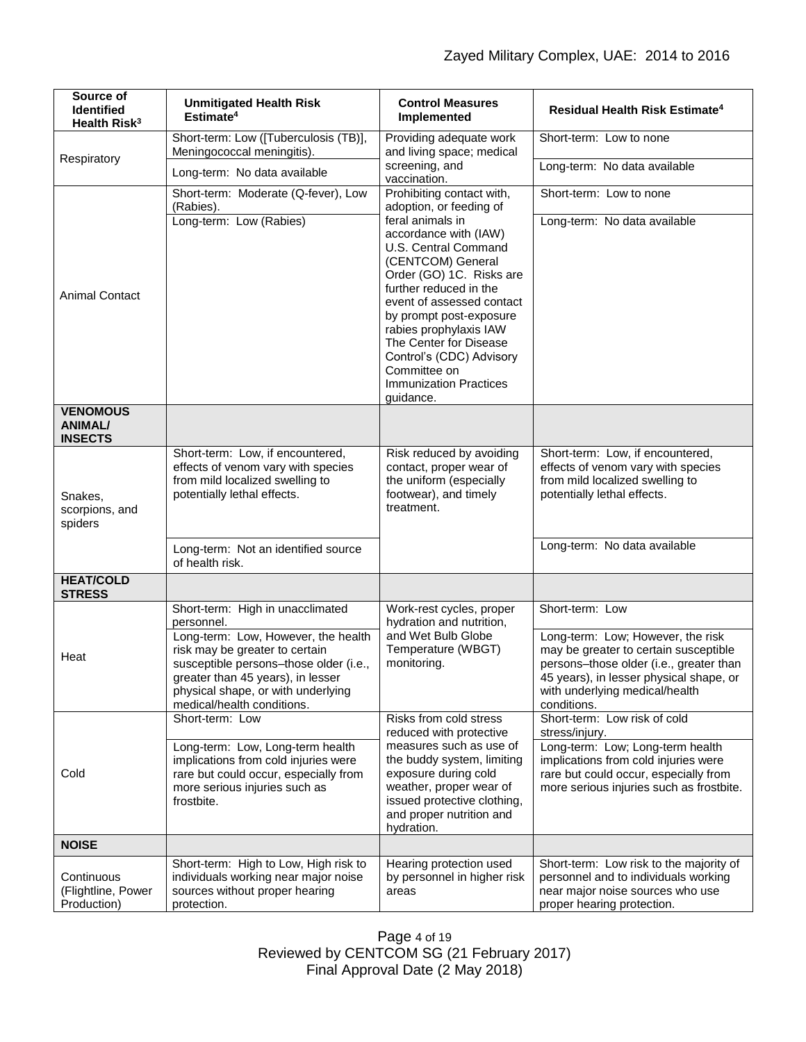| Source of Identified Health Risk[3] | Unmitigated Health Risk Estimate[4] | Control Measures Implemented | Residual Health Risk Estimate[4] |
|---|---|---|---|
| Respiratory | Short-term: Low ([Tuberculosis (TB)], Meningococcal meningitis). | Providing adequate work and living space; medical screening, and vaccination. | Short-term: Low to none |
| | Long-term: No data available | | Long-term: No data available |
| Animal Contact | Short-term: Moderate (Q-fever), Low (Rabies). | Prohibiting contact with, adoption, or feeding of feral animals in accordance with (IAW) U.S. Central Command (CENTCOM) General Order (GO) 1C. Risks are further reduced in the event of assessed contact by prompt post-exposure rabies prophylaxis IAW The Center for Disease Control's (CDC) Advisory Committee on Immunization Practices guidance. | Short-term: Low to none |
| | Long-term: Low (Rabies) | | Long-term: No data available |
| **VENOMOUS ANIMAL/ INSECTS** | | | |
| Snakes, scorpions, and spiders | Short-term: Low, if encountered, effects of venom vary with species from mild localized swelling to potentially lethal effects. | Risk reduced by avoiding contact, proper wear of the uniform (especially footwear), and timely treatment. | Short-term: Low, if encountered, effects of venom vary with species from mild localized swelling to potentially lethal effects. |
| | Long-term: Not an identified source of health risk. | | Long-term: No data available |
| **HEAT/COLD STRESS** | | | |
| Heat | Short-term: High in unacclimated personnel. | Work-rest cycles, proper hydration and nutrition, and Wet Bulb Globe Temperature (WBGT) monitoring. | Short-term: Low |
| | Long-term: Low, However, the health risk may be greater to certain susceptible persons–those older (i.e., greater than 45 years), in lesser physical shape, or with underlying medical/health conditions. | | Long-term: Low; However, the risk may be greater to certain susceptible persons–those older (i.e., greater than 45 years), in lesser physical shape, or with underlying medical/health conditions. |
| Cold | Short-term: Low | Risks from cold stress reduced with protective measures such as use of the buddy system, limiting exposure during cold weather, proper wear of issued protective clothing, and proper nutrition and hydration. | Short-term: Low risk of cold stress/injury. |
| | Long-term: Low, Long-term health implications from cold injuries were rare but could occur, especially from more serious injuries such as frostbite. | | Long-term: Low; Long-term health implications from cold injuries were rare but could occur, especially from more serious injuries such as frostbite. |
| **NOISE** | | | |
| Continuous (Flightline, Power Production) | Short-term: High to Low, High risk to individuals working near major noise sources without proper hearing protection. | Hearing protection used by personnel in higher risk areas | Short-term: Low risk to the majority of personnel and to individuals working near major noise sources who use proper hearing protection. |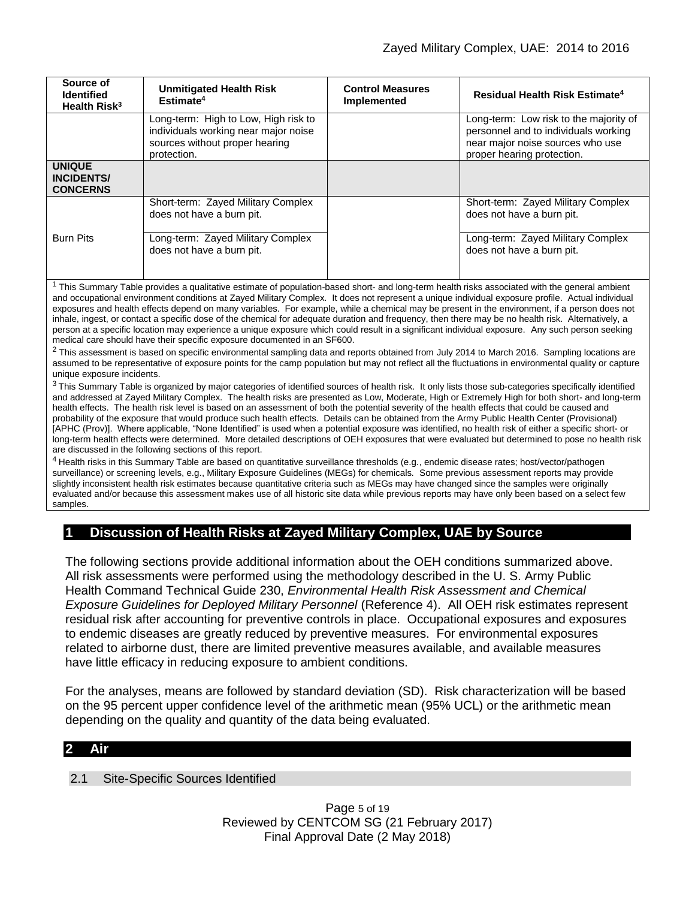| Source of Identified Health Risk[3] | Unmitigated Health Risk Estimate[4] | Control Measures Implemented | Residual Health Risk Estimate[4] |
|---|---|---|---|
| | Long-term: High to Low, High risk to individuals working near major noise sources without proper hearing protection. | | Long-term: Low risk to the majority of personnel and to individuals working near major noise sources who use proper hearing protection. |
| **UNIQUE INCIDENTS/ CONCERNS** | | | |
| Burn Pits | Short-term: Zayed Military Complex does not have a burn pit. | | Short-term: Zayed Military Complex does not have a burn pit. |
| | Long-term: Zayed Military Complex does not have a burn pit. | | Long-term: Zayed Military Complex does not have a burn pit. |

[1] This Summary Table provides a qualitative estimate of population-based short- and long-term health risks associated with the general ambient and occupational environment conditions at Zayed Military Complex. It does not represent a unique individual exposure profile. Actual individual exposures and health effects depend on many variables. For example, while a chemical may be present in the environment, if a person does not inhale, ingest, or contact a specific dose of the chemical for adequate duration and frequency, then there may be no health risk. Alternatively, a person at a specific location may experience a unique exposure which could result in a significant individual exposure. Any such person seeking medical care should have their specific exposure documented in an SF600.

[2] This assessment is based on specific environmental sampling data and reports obtained from July 2014 to March 2016. Sampling locations are assumed to be representative of exposure points for the camp population but may not reflect all the fluctuations in environmental quality or capture unique exposure incidents.

[3] This Summary Table is organized by major categories of identified sources of health risk. It only lists those sub-categories specifically identified and addressed at Zayed Military Complex. The health risks are presented as Low, Moderate, High or Extremely High for both short- and long-term health effects. The health risk level is based on an assessment of both the potential severity of the health effects that could be caused and probability of the exposure that would produce such health effects. Details can be obtained from the Army Public Health Center (Provisional) [APHC (Prov)]. Where applicable, "None Identified" is used when a potential exposure was identified, no health risk of either a specific short- or long-term health effects were determined. More detailed descriptions of OEH exposures that were evaluated but determined to pose no health risk are discussed in the following sections of this report.

[4] Health risks in this Summary Table are based on quantitative surveillance thresholds (e.g., endemic disease rates; host/vector/pathogen surveillance) or screening levels, e.g., Military Exposure Guidelines (MEGs) for chemicals. Some previous assessment reports may provide slightly inconsistent health risk estimates because quantitative criteria such as MEGs may have changed since the samples were originally evaluated and/or because this assessment makes use of all historic site data while previous reports may have only been based on a select few samples.

# 1 Discussion of Health Risks at Zayed Military Complex, UAE by Source

The following sections provide additional information about the OEH conditions summarized above. All risk assessments were performed using the methodology described in the U. S. Army Public Health Command Technical Guide 230, *Environmental Health Risk Assessment and Chemical Exposure Guidelines for Deployed Military Personnel* (Reference 4). All OEH risk estimates represent residual risk after accounting for preventive controls in place. Occupational exposures and exposures to endemic diseases are greatly reduced by preventive measures. For environmental exposures related to airborne dust, there are limited preventive measures available, and available measures have little efficacy in reducing exposure to ambient conditions.

For the analyses, means are followed by standard deviation (SD). Risk characterization will be based on the 95 percent upper confidence level of the arithmetic mean (95% UCL) or the arithmetic mean depending on the quality and quantity of the data being evaluated.

# 2 Air

## 2.1 Site-Specific Sources Identified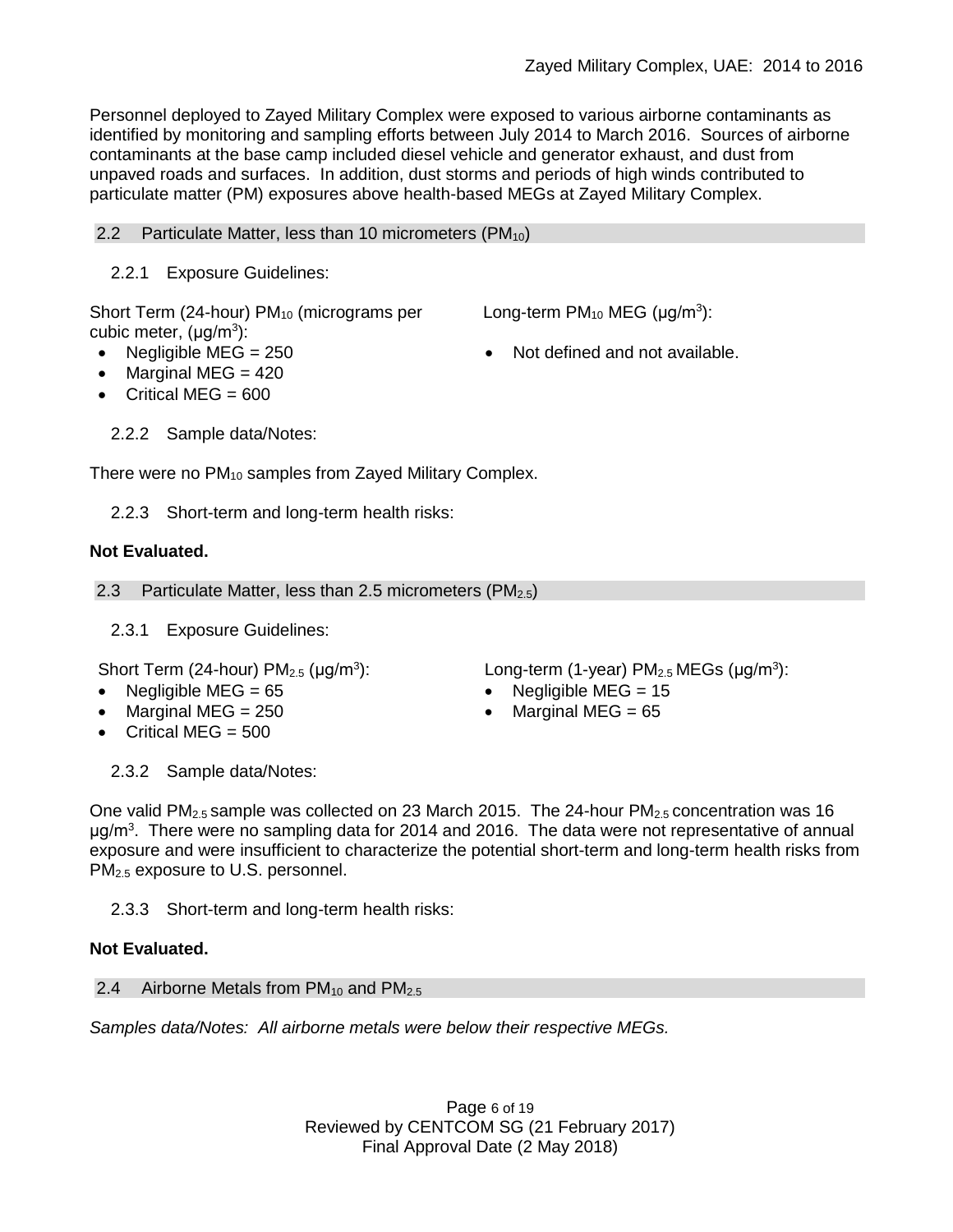Personnel deployed to Zayed Military Complex were exposed to various airborne contaminants as identified by monitoring and sampling efforts between July 2014 to March 2016. Sources of airborne contaminants at the base camp included diesel vehicle and generator exhaust, and dust from unpaved roads and surfaces. In addition, dust storms and periods of high winds contributed to particulate matter (PM) exposures above health-based MEGs at Zayed Military Complex.

## 2.2 Particulate Matter, less than 10 micrometers ($PM_{10}$)

### 2.2.1 Exposure Guidelines:

Short Term (24-hour) $PM_{10}$ (micrograms per cubic meter, (μg/m$^3$):

- Negligible MEG = 250
- Marginal MEG = 420
- Critical MEG = 600

Long-term $PM_{10}$ MEG (μg/m$^3$):

- Not defined and not available.

### 2.2.2 Sample data/Notes:

There were no $PM_{10}$ samples from Zayed Military Complex.

### 2.2.3 Short-term and long-term health risks:

**Not Evaluated.**

## 2.3 Particulate Matter, less than 2.5 micrometers ($PM_{2.5}$)

### 2.3.1 Exposure Guidelines:

Short Term (24-hour) $PM_{2.5}$ (μg/m$^3$):

- Negligible MEG = 65
- Marginal MEG = 250
- Critical MEG = 500

Long-term (1-year) $PM_{2.5}$ MEGs (μg/m$^3$):

- Negligible MEG = 15
- Marginal MEG = 65

### 2.3.2 Sample data/Notes:

One valid $PM_{2.5}$ sample was collected on 23 March 2015. The 24-hour $PM_{2.5}$ concentration was 16 μg/m$^3$. There were no sampling data for 2014 and 2016. The data were not representative of annual exposure and were insufficient to characterize the potential short-term and long-term health risks from $PM_{2.5}$ exposure to U.S. personnel.

### 2.3.3 Short-term and long-term health risks:

**Not Evaluated.**

## 2.4 Airborne Metals from $PM_{10}$ and $PM_{2.5}$

*Samples data/Notes: All airborne metals were below their respective MEGs.*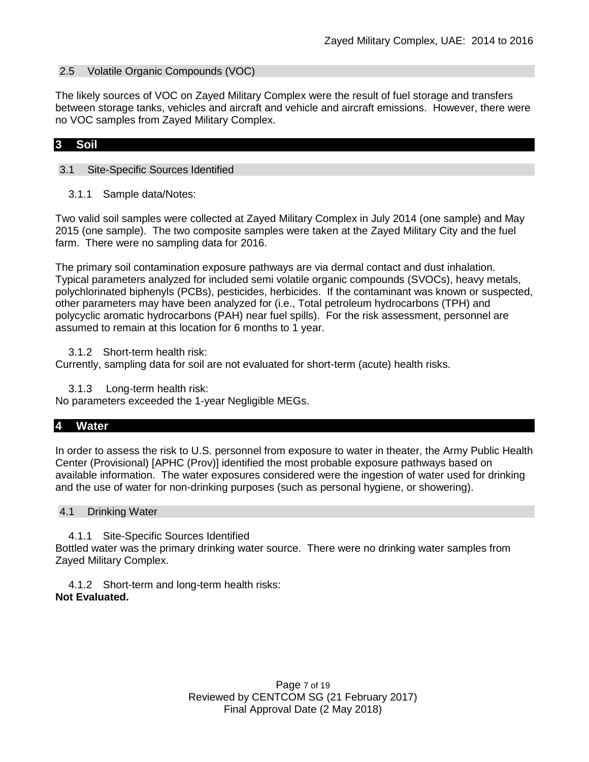### 2.5 Volatile Organic Compounds (VOC)

The likely sources of VOC on Zayed Military Complex were the result of fuel storage and transfers between storage tanks, vehicles and aircraft and vehicle and aircraft emissions. However, there were no VOC samples from Zayed Military Complex.

## 3 Soil

### 3.1 Site-Specific Sources Identified

#### 3.1.1 Sample data/Notes:

Two valid soil samples were collected at Zayed Military Complex in July 2014 (one sample) and May 2015 (one sample). The two composite samples were taken at the Zayed Military City and the fuel farm. There were no sampling data for 2016.

The primary soil contamination exposure pathways are via dermal contact and dust inhalation. Typical parameters analyzed for included semi volatile organic compounds (SVOCs), heavy metals, polychlorinated biphenyls (PCBs), pesticides, herbicides. If the contaminant was known or suspected, other parameters may have been analyzed for (i.e., Total petroleum hydrocarbons (TPH) and polycyclic aromatic hydrocarbons (PAH) near fuel spills). For the risk assessment, personnel are assumed to remain at this location for 6 months to 1 year.

#### 3.1.2 Short-term health risk:

Currently, sampling data for soil are not evaluated for short-term (acute) health risks.

#### 3.1.3 Long-term health risk:

No parameters exceeded the 1-year Negligible MEGs.

## 4 Water

In order to assess the risk to U.S. personnel from exposure to water in theater, the Army Public Health Center (Provisional) [APHC (Prov)] identified the most probable exposure pathways based on available information. The water exposures considered were the ingestion of water used for drinking and the use of water for non-drinking purposes (such as personal hygiene, or showering).

### 4.1 Drinking Water

#### 4.1.1 Site-Specific Sources Identified

Bottled water was the primary drinking water source. There were no drinking water samples from Zayed Military Complex.

#### 4.1.2 Short-term and long-term health risks:

**Not Evaluated.**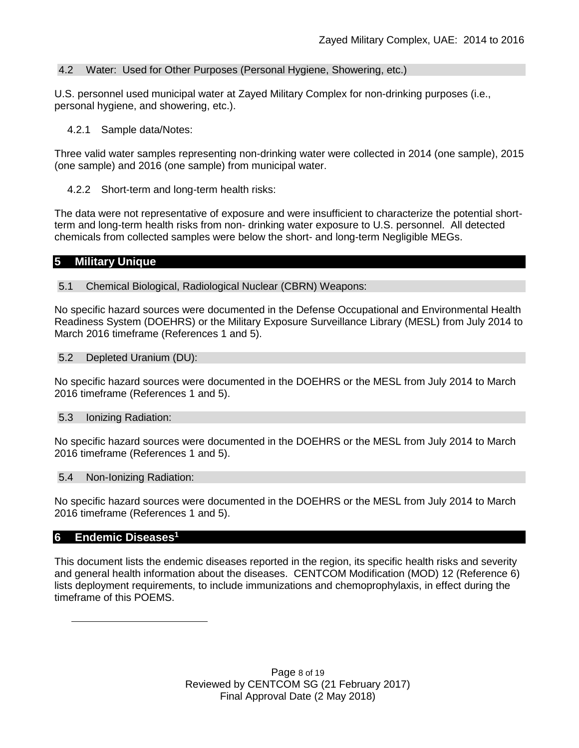### 4.2 Water: Used for Other Purposes (Personal Hygiene, Showering, etc.)

U.S. personnel used municipal water at Zayed Military Complex for non-drinking purposes (i.e., personal hygiene, and showering, etc.).

#### 4.2.1 Sample data/Notes:

Three valid water samples representing non-drinking water were collected in 2014 (one sample), 2015 (one sample) and 2016 (one sample) from municipal water.

#### 4.2.2 Short-term and long-term health risks:

The data were not representative of exposure and were insufficient to characterize the potential short-term and long-term health risks from non- drinking water exposure to U.S. personnel. All detected chemicals from collected samples were below the short- and long-term Negligible MEGs.

## 5 Military Unique

### 5.1 Chemical Biological, Radiological Nuclear (CBRN) Weapons:

No specific hazard sources were documented in the Defense Occupational and Environmental Health Readiness System (DOEHRS) or the Military Exposure Surveillance Library (MESL) from July 2014 to March 2016 timeframe (References 1 and 5).

### 5.2 Depleted Uranium (DU):

No specific hazard sources were documented in the DOEHRS or the MESL from July 2014 to March 2016 timeframe (References 1 and 5).

### 5.3 Ionizing Radiation:

No specific hazard sources were documented in the DOEHRS or the MESL from July 2014 to March 2016 timeframe (References 1 and 5).

### 5.4 Non-Ionizing Radiation:

No specific hazard sources were documented in the DOEHRS or the MESL from July 2014 to March 2016 timeframe (References 1 and 5).

## 6 Endemic Diseases[1]

This document lists the endemic diseases reported in the region, its specific health risks and severity and general health information about the diseases. CENTCOM Modification (MOD) 12 (Reference 6) lists deployment requirements, to include immunizations and chemoprophylaxis, in effect during the timeframe of this POEMS.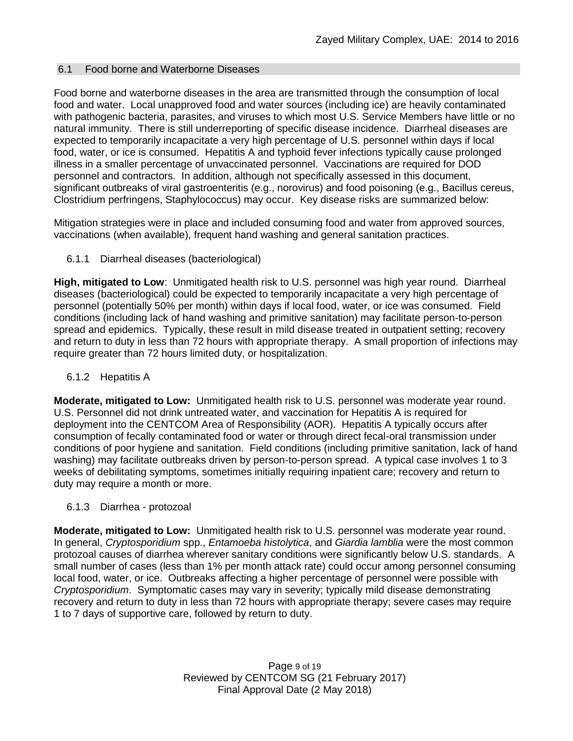## 6.1 Food borne and Waterborne Diseases

Food borne and waterborne diseases in the area are transmitted through the consumption of local food and water. Local unapproved food and water sources (including ice) are heavily contaminated with pathogenic bacteria, parasites, and viruses to which most U.S. Service Members have little or no natural immunity. There is still underreporting of specific disease incidence. Diarrheal diseases are expected to temporarily incapacitate a very high percentage of U.S. personnel within days if local food, water, or ice is consumed. Hepatitis A and typhoid fever infections typically cause prolonged illness in a smaller percentage of unvaccinated personnel. Vaccinations are required for DOD personnel and contractors. In addition, although not specifically assessed in this document, significant outbreaks of viral gastroenteritis (e.g., norovirus) and food poisoning (e.g., Bacillus cereus, Clostridium perfringens, Staphylococcus) may occur. Key disease risks are summarized below:

Mitigation strategies were in place and included consuming food and water from approved sources, vaccinations (when available), frequent hand washing and general sanitation practices.

### 6.1.1 Diarrheal diseases (bacteriological)

**High, mitigated to Low**: Unmitigated health risk to U.S. personnel was high year round. Diarrheal diseases (bacteriological) could be expected to temporarily incapacitate a very high percentage of personnel (potentially 50% per month) within days if local food, water, or ice was consumed. Field conditions (including lack of hand washing and primitive sanitation) may facilitate person-to-person spread and epidemics. Typically, these result in mild disease treated in outpatient setting; recovery and return to duty in less than 72 hours with appropriate therapy. A small proportion of infections may require greater than 72 hours limited duty, or hospitalization.

### 6.1.2 Hepatitis A

**Moderate, mitigated to Low:** Unmitigated health risk to U.S. personnel was moderate year round. U.S. Personnel did not drink untreated water, and vaccination for Hepatitis A is required for deployment into the CENTCOM Area of Responsibility (AOR). Hepatitis A typically occurs after consumption of fecally contaminated food or water or through direct fecal-oral transmission under conditions of poor hygiene and sanitation. Field conditions (including primitive sanitation, lack of hand washing) may facilitate outbreaks driven by person-to-person spread. A typical case involves 1 to 3 weeks of debilitating symptoms, sometimes initially requiring inpatient care; recovery and return to duty may require a month or more.

### 6.1.3 Diarrhea - protozoal

**Moderate, mitigated to Low:** Unmitigated health risk to U.S. personnel was moderate year round. In general, *Cryptosporidium* spp., *Entamoeba histolytica*, and *Giardia lamblia* were the most common protozoal causes of diarrhea wherever sanitary conditions were significantly below U.S. standards. A small number of cases (less than 1% per month attack rate) could occur among personnel consuming local food, water, or ice. Outbreaks affecting a higher percentage of personnel were possible with *Cryptosporidium*. Symptomatic cases may vary in severity; typically mild disease demonstrating recovery and return to duty in less than 72 hours with appropriate therapy; severe cases may require 1 to 7 days of supportive care, followed by return to duty.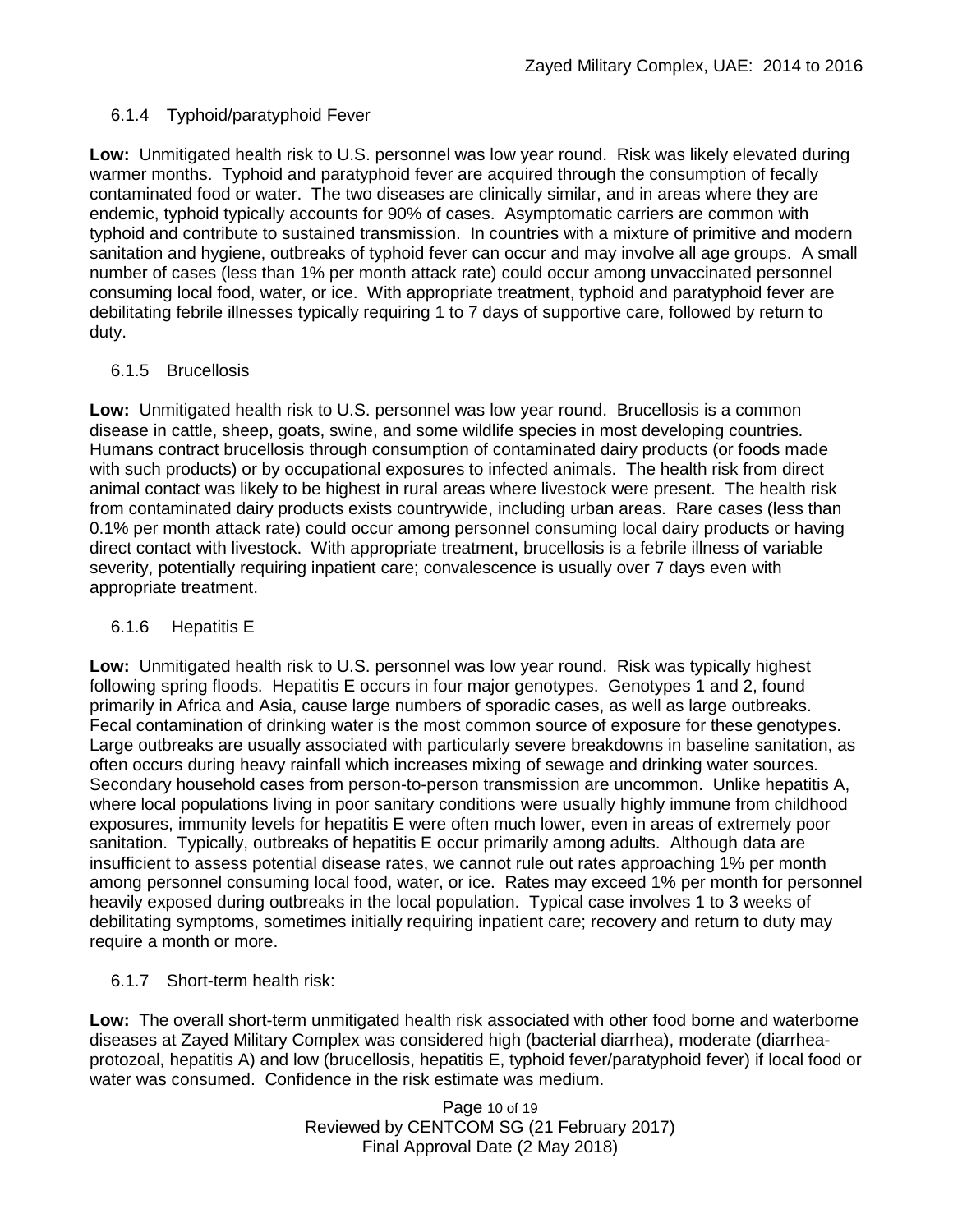### 6.1.4 Typhoid/paratyphoid Fever

**Low:** Unmitigated health risk to U.S. personnel was low year round. Risk was likely elevated during warmer months. Typhoid and paratyphoid fever are acquired through the consumption of fecally contaminated food or water. The two diseases are clinically similar, and in areas where they are endemic, typhoid typically accounts for 90% of cases. Asymptomatic carriers are common with typhoid and contribute to sustained transmission. In countries with a mixture of primitive and modern sanitation and hygiene, outbreaks of typhoid fever can occur and may involve all age groups. A small number of cases (less than 1% per month attack rate) could occur among unvaccinated personnel consuming local food, water, or ice. With appropriate treatment, typhoid and paratyphoid fever are debilitating febrile illnesses typically requiring 1 to 7 days of supportive care, followed by return to duty.

### 6.1.5 Brucellosis

**Low:** Unmitigated health risk to U.S. personnel was low year round. Brucellosis is a common disease in cattle, sheep, goats, swine, and some wildlife species in most developing countries. Humans contract brucellosis through consumption of contaminated dairy products (or foods made with such products) or by occupational exposures to infected animals. The health risk from direct animal contact was likely to be highest in rural areas where livestock were present. The health risk from contaminated dairy products exists countrywide, including urban areas. Rare cases (less than 0.1% per month attack rate) could occur among personnel consuming local dairy products or having direct contact with livestock. With appropriate treatment, brucellosis is a febrile illness of variable severity, potentially requiring inpatient care; convalescence is usually over 7 days even with appropriate treatment.

### 6.1.6 Hepatitis E

**Low:** Unmitigated health risk to U.S. personnel was low year round. Risk was typically highest following spring floods. Hepatitis E occurs in four major genotypes. Genotypes 1 and 2, found primarily in Africa and Asia, cause large numbers of sporadic cases, as well as large outbreaks. Fecal contamination of drinking water is the most common source of exposure for these genotypes. Large outbreaks are usually associated with particularly severe breakdowns in baseline sanitation, as often occurs during heavy rainfall which increases mixing of sewage and drinking water sources. Secondary household cases from person-to-person transmission are uncommon. Unlike hepatitis A, where local populations living in poor sanitary conditions were usually highly immune from childhood exposures, immunity levels for hepatitis E were often much lower, even in areas of extremely poor sanitation. Typically, outbreaks of hepatitis E occur primarily among adults. Although data are insufficient to assess potential disease rates, we cannot rule out rates approaching 1% per month among personnel consuming local food, water, or ice. Rates may exceed 1% per month for personnel heavily exposed during outbreaks in the local population. Typical case involves 1 to 3 weeks of debilitating symptoms, sometimes initially requiring inpatient care; recovery and return to duty may require a month or more.

### 6.1.7 Short-term health risk:

**Low:** The overall short-term unmitigated health risk associated with other food borne and waterborne diseases at Zayed Military Complex was considered high (bacterial diarrhea), moderate (diarrhea-protozoal, hepatitis A) and low (brucellosis, hepatitis E, typhoid fever/paratyphoid fever) if local food or water was consumed. Confidence in the risk estimate was medium.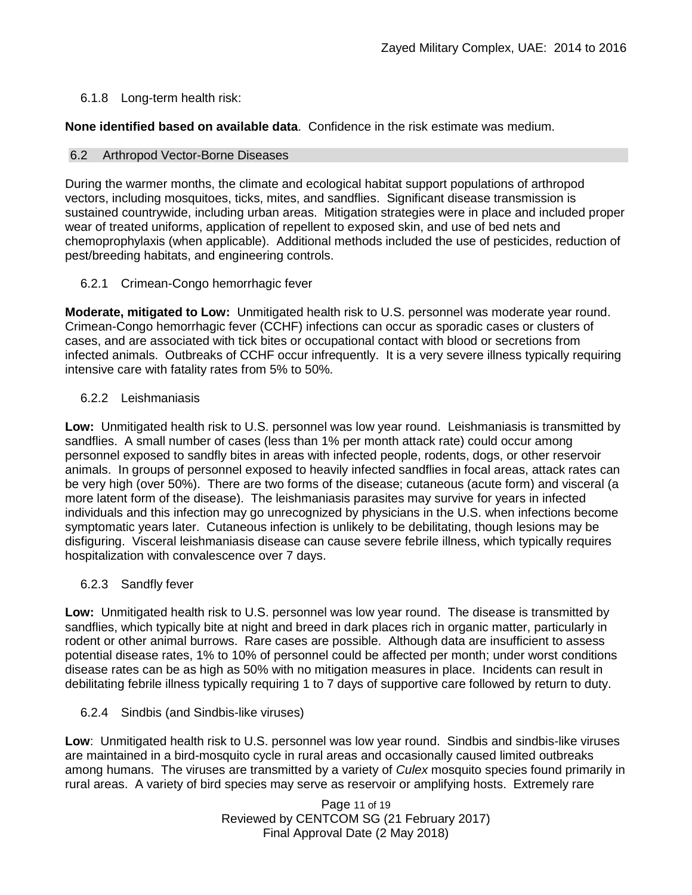### 6.1.8 Long-term health risk:

**None identified based on available data**. Confidence in the risk estimate was medium.

## 6.2 Arthropod Vector-Borne Diseases

During the warmer months, the climate and ecological habitat support populations of arthropod vectors, including mosquitoes, ticks, mites, and sandflies. Significant disease transmission is sustained countrywide, including urban areas. Mitigation strategies were in place and included proper wear of treated uniforms, application of repellent to exposed skin, and use of bed nets and chemoprophylaxis (when applicable). Additional methods included the use of pesticides, reduction of pest/breeding habitats, and engineering controls.

### 6.2.1 Crimean-Congo hemorrhagic fever

**Moderate, mitigated to Low:** Unmitigated health risk to U.S. personnel was moderate year round. Crimean-Congo hemorrhagic fever (CCHF) infections can occur as sporadic cases or clusters of cases, and are associated with tick bites or occupational contact with blood or secretions from infected animals. Outbreaks of CCHF occur infrequently. It is a very severe illness typically requiring intensive care with fatality rates from 5% to 50%.

### 6.2.2 Leishmaniasis

**Low:** Unmitigated health risk to U.S. personnel was low year round. Leishmaniasis is transmitted by sandflies. A small number of cases (less than 1% per month attack rate) could occur among personnel exposed to sandfly bites in areas with infected people, rodents, dogs, or other reservoir animals. In groups of personnel exposed to heavily infected sandflies in focal areas, attack rates can be very high (over 50%). There are two forms of the disease; cutaneous (acute form) and visceral (a more latent form of the disease). The leishmaniasis parasites may survive for years in infected individuals and this infection may go unrecognized by physicians in the U.S. when infections become symptomatic years later. Cutaneous infection is unlikely to be debilitating, though lesions may be disfiguring. Visceral leishmaniasis disease can cause severe febrile illness, which typically requires hospitalization with convalescence over 7 days.

### 6.2.3 Sandfly fever

**Low:** Unmitigated health risk to U.S. personnel was low year round. The disease is transmitted by sandflies, which typically bite at night and breed in dark places rich in organic matter, particularly in rodent or other animal burrows. Rare cases are possible. Although data are insufficient to assess potential disease rates, 1% to 10% of personnel could be affected per month; under worst conditions disease rates can be as high as 50% with no mitigation measures in place. Incidents can result in debilitating febrile illness typically requiring 1 to 7 days of supportive care followed by return to duty.

### 6.2.4 Sindbis (and Sindbis-like viruses)

**Low**: Unmitigated health risk to U.S. personnel was low year round. Sindbis and sindbis-like viruses are maintained in a bird-mosquito cycle in rural areas and occasionally caused limited outbreaks among humans. The viruses are transmitted by a variety of *Culex* mosquito species found primarily in rural areas. A variety of bird species may serve as reservoir or amplifying hosts. Extremely rare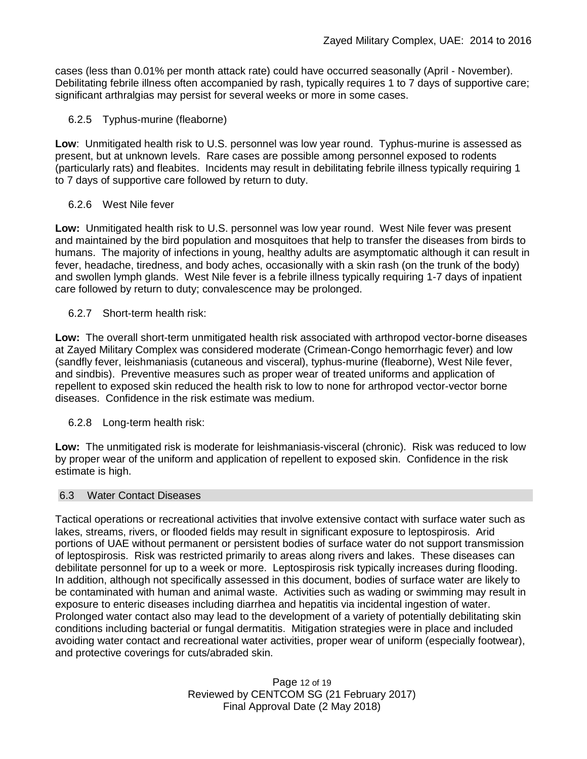cases (less than 0.01% per month attack rate) could have occurred seasonally (April - November). Debilitating febrile illness often accompanied by rash, typically requires 1 to 7 days of supportive care; significant arthralgias may persist for several weeks or more in some cases.

#### 6.2.5 Typhus-murine (fleaborne)

**Low**: Unmitigated health risk to U.S. personnel was low year round. Typhus-murine is assessed as present, but at unknown levels. Rare cases are possible among personnel exposed to rodents (particularly rats) and fleabites. Incidents may result in debilitating febrile illness typically requiring 1 to 7 days of supportive care followed by return to duty.

#### 6.2.6 West Nile fever

**Low:** Unmitigated health risk to U.S. personnel was low year round. West Nile fever was present and maintained by the bird population and mosquitoes that help to transfer the diseases from birds to humans. The majority of infections in young, healthy adults are asymptomatic although it can result in fever, headache, tiredness, and body aches, occasionally with a skin rash (on the trunk of the body) and swollen lymph glands. West Nile fever is a febrile illness typically requiring 1-7 days of inpatient care followed by return to duty; convalescence may be prolonged.

#### 6.2.7 Short-term health risk:

**Low:** The overall short-term unmitigated health risk associated with arthropod vector-borne diseases at Zayed Military Complex was considered moderate (Crimean-Congo hemorrhagic fever) and low (sandfly fever, leishmaniasis (cutaneous and visceral), typhus-murine (fleaborne), West Nile fever, and sindbis). Preventive measures such as proper wear of treated uniforms and application of repellent to exposed skin reduced the health risk to low to none for arthropod vector-vector borne diseases. Confidence in the risk estimate was medium.

#### 6.2.8 Long-term health risk:

**Low:** The unmitigated risk is moderate for leishmaniasis-visceral (chronic). Risk was reduced to low by proper wear of the uniform and application of repellent to exposed skin. Confidence in the risk estimate is high.

### 6.3 Water Contact Diseases

Tactical operations or recreational activities that involve extensive contact with surface water such as lakes, streams, rivers, or flooded fields may result in significant exposure to leptospirosis. Arid portions of UAE without permanent or persistent bodies of surface water do not support transmission of leptospirosis. Risk was restricted primarily to areas along rivers and lakes. These diseases can debilitate personnel for up to a week or more. Leptospirosis risk typically increases during flooding. In addition, although not specifically assessed in this document, bodies of surface water are likely to be contaminated with human and animal waste. Activities such as wading or swimming may result in exposure to enteric diseases including diarrhea and hepatitis via incidental ingestion of water. Prolonged water contact also may lead to the development of a variety of potentially debilitating skin conditions including bacterial or fungal dermatitis. Mitigation strategies were in place and included avoiding water contact and recreational water activities, proper wear of uniform (especially footwear), and protective coverings for cuts/abraded skin.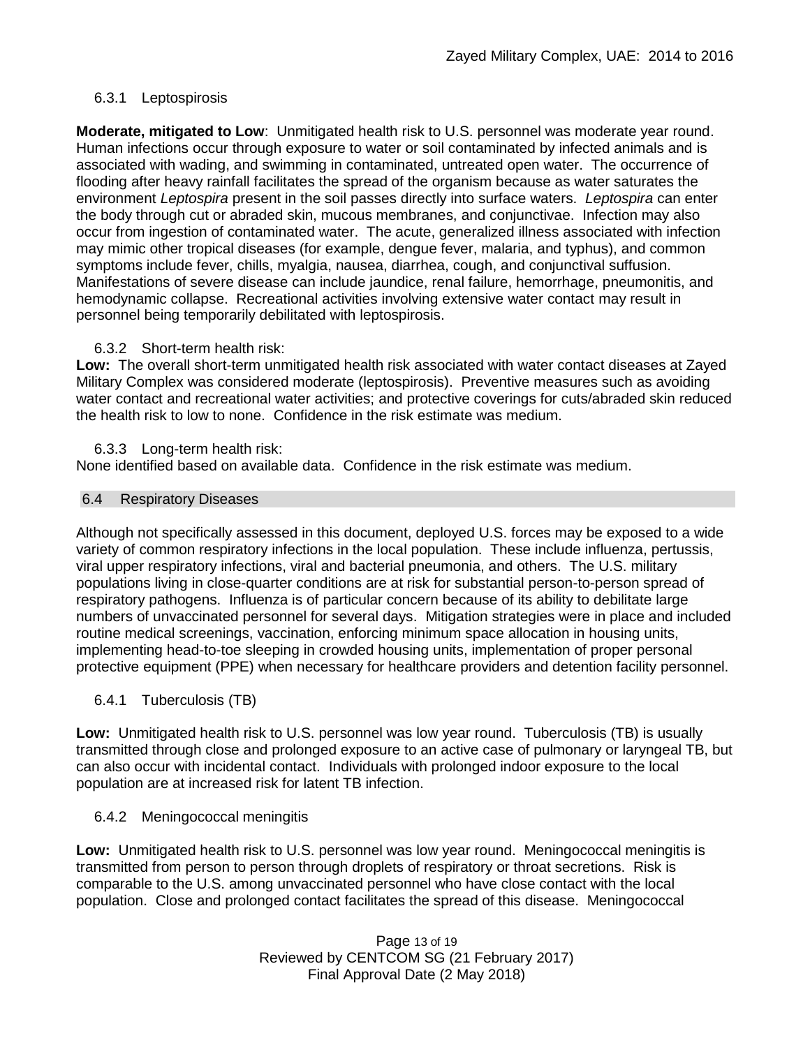### 6.3.1 Leptospirosis

**Moderate, mitigated to Low**: Unmitigated health risk to U.S. personnel was moderate year round. Human infections occur through exposure to water or soil contaminated by infected animals and is associated with wading, and swimming in contaminated, untreated open water. The occurrence of flooding after heavy rainfall facilitates the spread of the organism because as water saturates the environment *Leptospira* present in the soil passes directly into surface waters. *Leptospira* can enter the body through cut or abraded skin, mucous membranes, and conjunctivae. Infection may also occur from ingestion of contaminated water. The acute, generalized illness associated with infection may mimic other tropical diseases (for example, dengue fever, malaria, and typhus), and common symptoms include fever, chills, myalgia, nausea, diarrhea, cough, and conjunctival suffusion. Manifestations of severe disease can include jaundice, renal failure, hemorrhage, pneumonitis, and hemodynamic collapse. Recreational activities involving extensive water contact may result in personnel being temporarily debilitated with leptospirosis.

### 6.3.2 Short-term health risk:

**Low:** The overall short-term unmitigated health risk associated with water contact diseases at Zayed Military Complex was considered moderate (leptospirosis). Preventive measures such as avoiding water contact and recreational water activities; and protective coverings for cuts/abraded skin reduced the health risk to low to none. Confidence in the risk estimate was medium.

### 6.3.3 Long-term health risk:

None identified based on available data. Confidence in the risk estimate was medium.

## 6.4 Respiratory Diseases

Although not specifically assessed in this document, deployed U.S. forces may be exposed to a wide variety of common respiratory infections in the local population. These include influenza, pertussis, viral upper respiratory infections, viral and bacterial pneumonia, and others. The U.S. military populations living in close-quarter conditions are at risk for substantial person-to-person spread of respiratory pathogens. Influenza is of particular concern because of its ability to debilitate large numbers of unvaccinated personnel for several days. Mitigation strategies were in place and included routine medical screenings, vaccination, enforcing minimum space allocation in housing units, implementing head-to-toe sleeping in crowded housing units, implementation of proper personal protective equipment (PPE) when necessary for healthcare providers and detention facility personnel.

### 6.4.1 Tuberculosis (TB)

**Low:** Unmitigated health risk to U.S. personnel was low year round. Tuberculosis (TB) is usually transmitted through close and prolonged exposure to an active case of pulmonary or laryngeal TB, but can also occur with incidental contact. Individuals with prolonged indoor exposure to the local population are at increased risk for latent TB infection.

### 6.4.2 Meningococcal meningitis

**Low:** Unmitigated health risk to U.S. personnel was low year round. Meningococcal meningitis is transmitted from person to person through droplets of respiratory or throat secretions. Risk is comparable to the U.S. among unvaccinated personnel who have close contact with the local population. Close and prolonged contact facilitates the spread of this disease. Meningococcal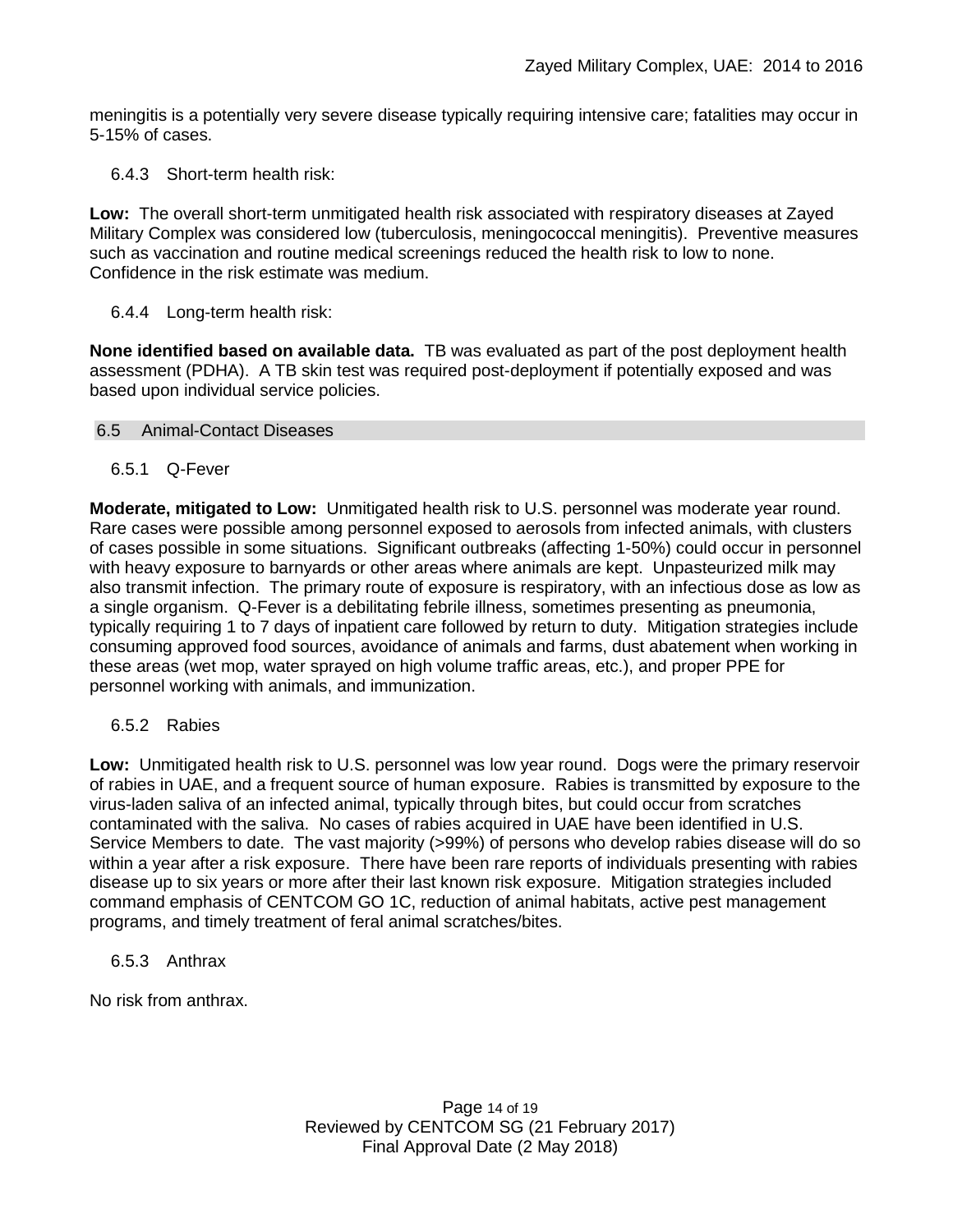meningitis is a potentially very severe disease typically requiring intensive care; fatalities may occur in 5-15% of cases.

#### 6.4.3 Short-term health risk:

**Low:** The overall short-term unmitigated health risk associated with respiratory diseases at Zayed Military Complex was considered low (tuberculosis, meningococcal meningitis). Preventive measures such as vaccination and routine medical screenings reduced the health risk to low to none. Confidence in the risk estimate was medium.

#### 6.4.4 Long-term health risk:

**None identified based on available data.** TB was evaluated as part of the post deployment health assessment (PDHA). A TB skin test was required post-deployment if potentially exposed and was based upon individual service policies.

### 6.5 Animal-Contact Diseases

#### 6.5.1 Q-Fever

**Moderate, mitigated to Low:** Unmitigated health risk to U.S. personnel was moderate year round. Rare cases were possible among personnel exposed to aerosols from infected animals, with clusters of cases possible in some situations. Significant outbreaks (affecting 1-50%) could occur in personnel with heavy exposure to barnyards or other areas where animals are kept. Unpasteurized milk may also transmit infection. The primary route of exposure is respiratory, with an infectious dose as low as a single organism. Q-Fever is a debilitating febrile illness, sometimes presenting as pneumonia, typically requiring 1 to 7 days of inpatient care followed by return to duty. Mitigation strategies include consuming approved food sources, avoidance of animals and farms, dust abatement when working in these areas (wet mop, water sprayed on high volume traffic areas, etc.), and proper PPE for personnel working with animals, and immunization.

#### 6.5.2 Rabies

**Low:** Unmitigated health risk to U.S. personnel was low year round. Dogs were the primary reservoir of rabies in UAE, and a frequent source of human exposure. Rabies is transmitted by exposure to the virus-laden saliva of an infected animal, typically through bites, but could occur from scratches contaminated with the saliva. No cases of rabies acquired in UAE have been identified in U.S. Service Members to date. The vast majority (>99%) of persons who develop rabies disease will do so within a year after a risk exposure. There have been rare reports of individuals presenting with rabies disease up to six years or more after their last known risk exposure. Mitigation strategies included command emphasis of CENTCOM GO 1C, reduction of animal habitats, active pest management programs, and timely treatment of feral animal scratches/bites.

#### 6.5.3 Anthrax

No risk from anthrax.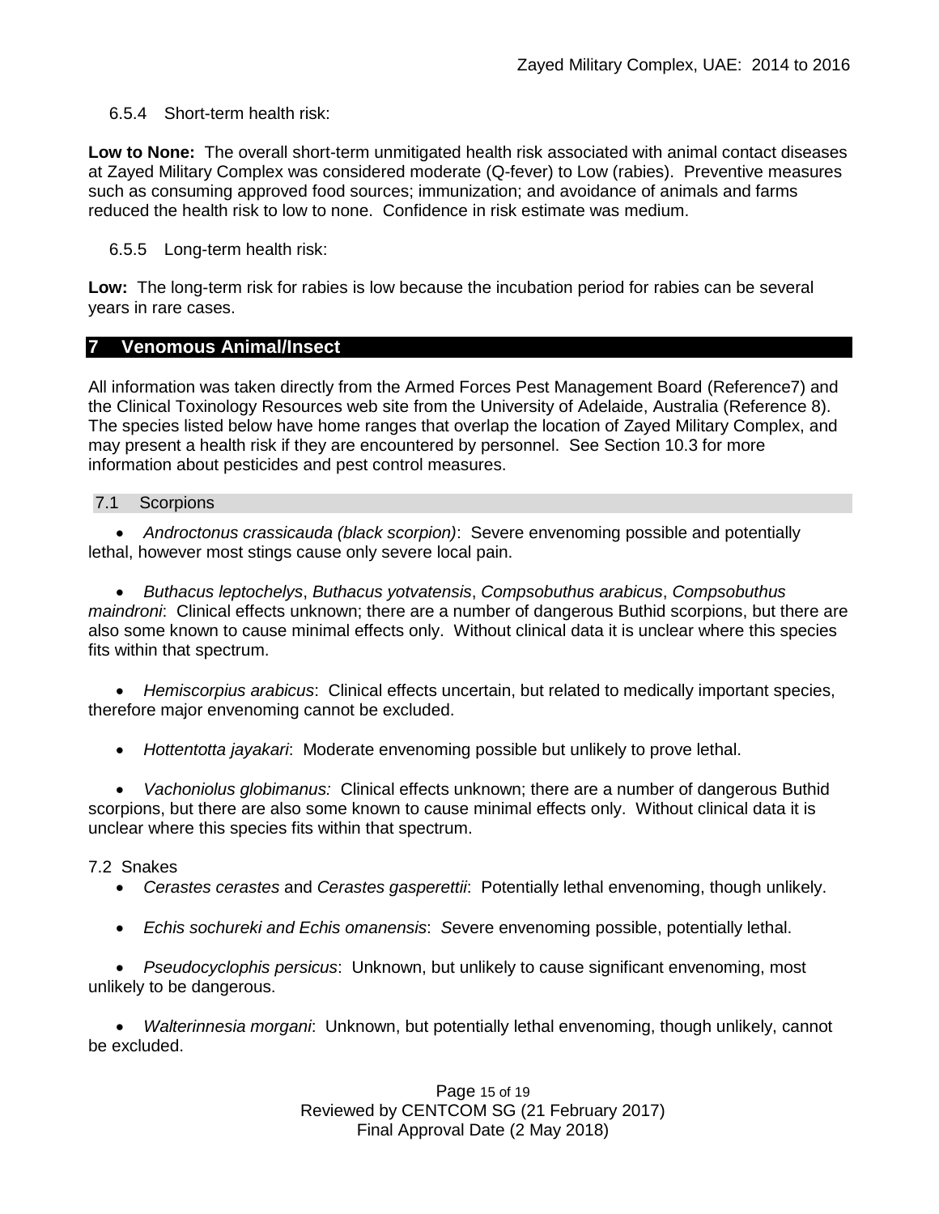### 6.5.4 Short-term health risk:

**Low to None:** The overall short-term unmitigated health risk associated with animal contact diseases at Zayed Military Complex was considered moderate (Q-fever) to Low (rabies). Preventive measures such as consuming approved food sources; immunization; and avoidance of animals and farms reduced the health risk to low to none. Confidence in risk estimate was medium.

### 6.5.5 Long-term health risk:

**Low:** The long-term risk for rabies is low because the incubation period for rabies can be several years in rare cases.

## 7 Venomous Animal/Insect

All information was taken directly from the Armed Forces Pest Management Board (Reference7) and the Clinical Toxinology Resources web site from the University of Adelaide, Australia (Reference 8). The species listed below have home ranges that overlap the location of Zayed Military Complex, and may present a health risk if they are encountered by personnel. See Section 10.3 for more information about pesticides and pest control measures.

### 7.1 Scorpions

- *Androctonus crassicauda (black scorpion)*: Severe envenoming possible and potentially lethal, however most stings cause only severe local pain.
- *Buthacus leptochelys*, *Buthacus yotvatensis*, *Compsobuthus arabicus*, *Compsobuthus maindroni*: Clinical effects unknown; there are a number of dangerous Buthid scorpions, but there are also some known to cause minimal effects only. Without clinical data it is unclear where this species fits within that spectrum.
- *Hemiscorpius arabicus*: Clinical effects uncertain, but related to medically important species, therefore major envenoming cannot be excluded.
- *Hottentotta jayakari*: Moderate envenoming possible but unlikely to prove lethal.
- *Vachoniolus globimanus:* Clinical effects unknown; there are a number of dangerous Buthid scorpions, but there are also some known to cause minimal effects only. Without clinical data it is unclear where this species fits within that spectrum.

### 7.2 Snakes

- *Cerastes cerastes* and *Cerastes gasperettii*: Potentially lethal envenoming, though unlikely.
- *Echis sochureki and Echis omanensis*: *S*evere envenoming possible, potentially lethal.
- *Pseudocyclophis persicus*: Unknown, but unlikely to cause significant envenoming, most unlikely to be dangerous.
- *Walterinnesia morgani*: Unknown, but potentially lethal envenoming, though unlikely, cannot be excluded.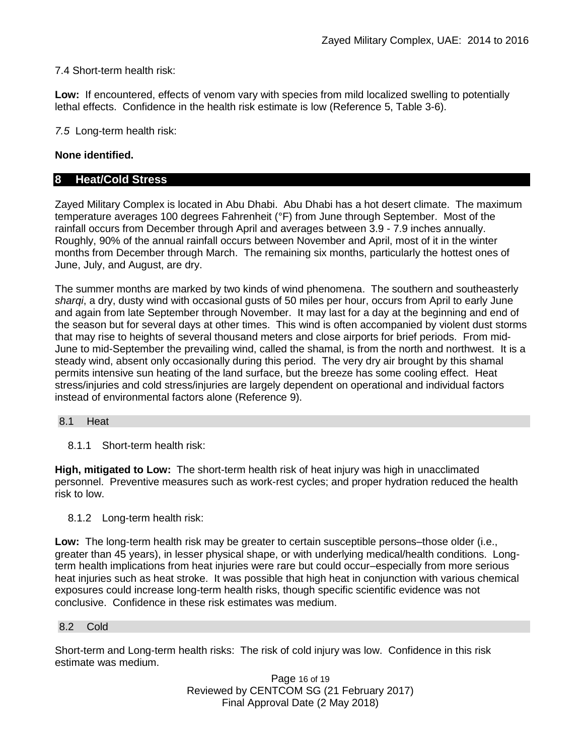7.4 Short-term health risk:

**Low:** If encountered, effects of venom vary with species from mild localized swelling to potentially lethal effects. Confidence in the health risk estimate is low (Reference 5, Table 3-6).

*7.5* Long-term health risk:

**None identified.**

## 8 Heat/Cold Stress

Zayed Military Complex is located in Abu Dhabi. Abu Dhabi has a hot desert climate. The maximum temperature averages 100 degrees Fahrenheit (°F) from June through September. Most of the rainfall occurs from December through April and averages between 3.9 - 7.9 inches annually. Roughly, 90% of the annual rainfall occurs between November and April, most of it in the winter months from December through March. The remaining six months, particularly the hottest ones of June, July, and August, are dry.

The summer months are marked by two kinds of wind phenomena. The southern and southeasterly *sharqi*, a dry, dusty wind with occasional gusts of 50 miles per hour, occurs from April to early June and again from late September through November. It may last for a day at the beginning and end of the season but for several days at other times. This wind is often accompanied by violent dust storms that may rise to heights of several thousand meters and close airports for brief periods. From mid-June to mid-September the prevailing wind, called the shamal, is from the north and northwest. It is a steady wind, absent only occasionally during this period. The very dry air brought by this shamal permits intensive sun heating of the land surface, but the breeze has some cooling effect. Heat stress/injuries and cold stress/injuries are largely dependent on operational and individual factors instead of environmental factors alone (Reference 9).

### 8.1 Heat

#### 8.1.1 Short-term health risk:

**High, mitigated to Low:** The short-term health risk of heat injury was high in unacclimated personnel. Preventive measures such as work-rest cycles; and proper hydration reduced the health risk to low.

#### 8.1.2 Long-term health risk:

**Low:** The long-term health risk may be greater to certain susceptible persons–those older (i.e., greater than 45 years), in lesser physical shape, or with underlying medical/health conditions. Long-term health implications from heat injuries were rare but could occur–especially from more serious heat injuries such as heat stroke. It was possible that high heat in conjunction with various chemical exposures could increase long-term health risks, though specific scientific evidence was not conclusive. Confidence in these risk estimates was medium.

### 8.2 Cold

Short-term and Long-term health risks: The risk of cold injury was low. Confidence in this risk estimate was medium.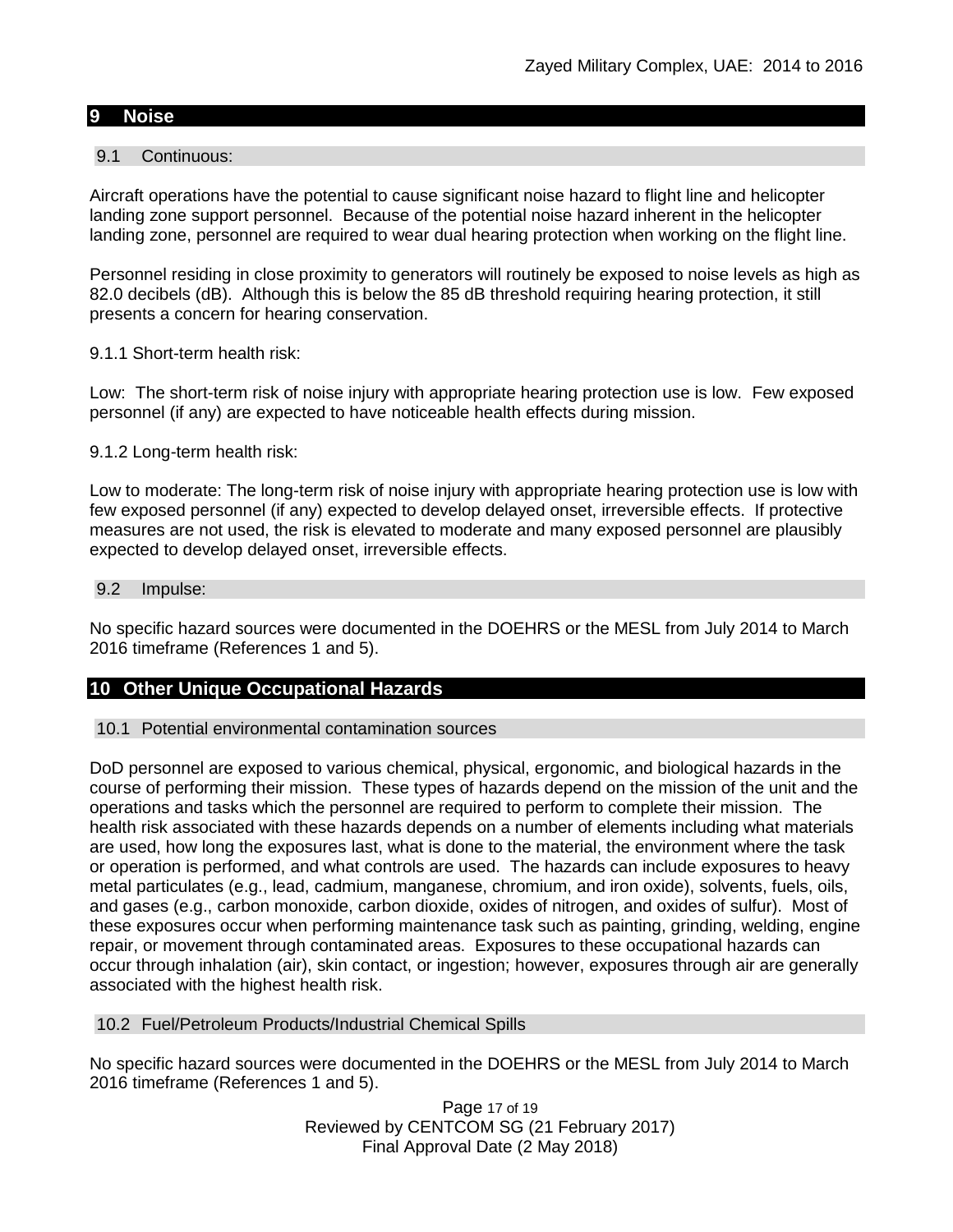## 9 Noise

### 9.1 Continuous:

Aircraft operations have the potential to cause significant noise hazard to flight line and helicopter landing zone support personnel. Because of the potential noise hazard inherent in the helicopter landing zone, personnel are required to wear dual hearing protection when working on the flight line.

Personnel residing in close proximity to generators will routinely be exposed to noise levels as high as 82.0 decibels (dB). Although this is below the 85 dB threshold requiring hearing protection, it still presents a concern for hearing conservation.

9.1.1 Short-term health risk:

Low: The short-term risk of noise injury with appropriate hearing protection use is low. Few exposed personnel (if any) are expected to have noticeable health effects during mission.

9.1.2 Long-term health risk:

Low to moderate: The long-term risk of noise injury with appropriate hearing protection use is low with few exposed personnel (if any) expected to develop delayed onset, irreversible effects. If protective measures are not used, the risk is elevated to moderate and many exposed personnel are plausibly expected to develop delayed onset, irreversible effects.

### 9.2 Impulse:

No specific hazard sources were documented in the DOEHRS or the MESL from July 2014 to March 2016 timeframe (References 1 and 5).

## 10 Other Unique Occupational Hazards

### 10.1 Potential environmental contamination sources

DoD personnel are exposed to various chemical, physical, ergonomic, and biological hazards in the course of performing their mission. These types of hazards depend on the mission of the unit and the operations and tasks which the personnel are required to perform to complete their mission. The health risk associated with these hazards depends on a number of elements including what materials are used, how long the exposures last, what is done to the material, the environment where the task or operation is performed, and what controls are used. The hazards can include exposures to heavy metal particulates (e.g., lead, cadmium, manganese, chromium, and iron oxide), solvents, fuels, oils, and gases (e.g., carbon monoxide, carbon dioxide, oxides of nitrogen, and oxides of sulfur). Most of these exposures occur when performing maintenance task such as painting, grinding, welding, engine repair, or movement through contaminated areas. Exposures to these occupational hazards can occur through inhalation (air), skin contact, or ingestion; however, exposures through air are generally associated with the highest health risk.

### 10.2 Fuel/Petroleum Products/Industrial Chemical Spills

No specific hazard sources were documented in the DOEHRS or the MESL from July 2014 to March 2016 timeframe (References 1 and 5).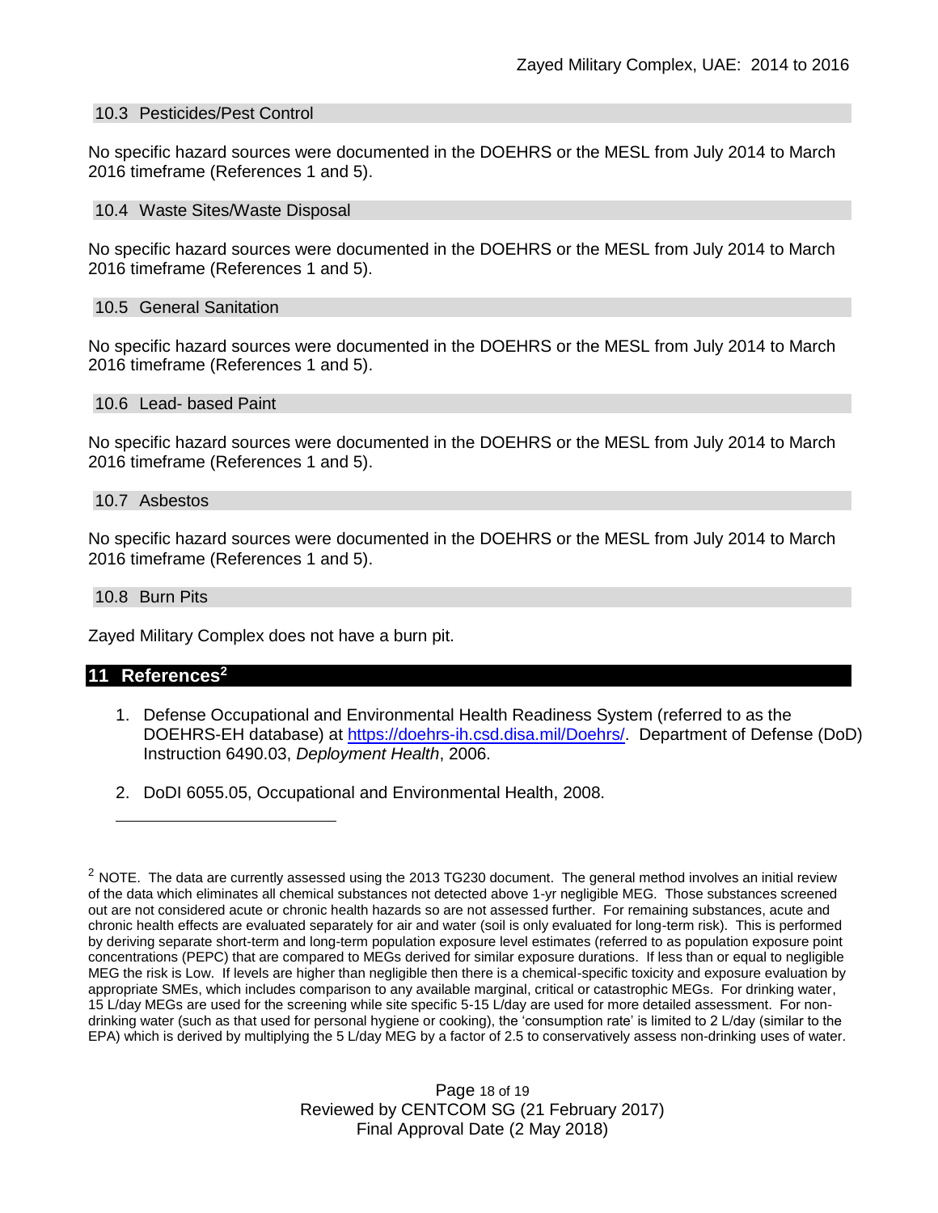### 10.3 Pesticides/Pest Control

No specific hazard sources were documented in the DOEHRS or the MESL from July 2014 to March 2016 timeframe (References 1 and 5).

### 10.4 Waste Sites/Waste Disposal

No specific hazard sources were documented in the DOEHRS or the MESL from July 2014 to March 2016 timeframe (References 1 and 5).

### 10.5 General Sanitation

No specific hazard sources were documented in the DOEHRS or the MESL from July 2014 to March 2016 timeframe (References 1 and 5).

### 10.6 Lead- based Paint

No specific hazard sources were documented in the DOEHRS or the MESL from July 2014 to March 2016 timeframe (References 1 and 5).

### 10.7 Asbestos

No specific hazard sources were documented in the DOEHRS or the MESL from July 2014 to March 2016 timeframe (References 1 and 5).

### 10.8 Burn Pits

Zayed Military Complex does not have a burn pit.

## 11 References[2]

1. Defense Occupational and Environmental Health Readiness System (referred to as the DOEHRS-EH database) at https://doehrs-ih.csd.disa.mil/Doehrs/. Department of Defense (DoD) Instruction 6490.03, *Deployment Health*, 2006.

2. DoDI 6055.05, Occupational and Environmental Health, 2008.

---

[2] NOTE. The data are currently assessed using the 2013 TG230 document. The general method involves an initial review of the data which eliminates all chemical substances not detected above 1-yr negligible MEG. Those substances screened out are not considered acute or chronic health hazards so are not assessed further. For remaining substances, acute and chronic health effects are evaluated separately for air and water (soil is only evaluated for long-term risk). This is performed by deriving separate short-term and long-term population exposure level estimates (referred to as population exposure point concentrations (PEPC) that are compared to MEGs derived for similar exposure durations. If less than or equal to negligible MEG the risk is Low. If levels are higher than negligible then there is a chemical-specific toxicity and exposure evaluation by appropriate SMEs, which includes comparison to any available marginal, critical or catastrophic MEGs. For drinking water, 15 L/day MEGs are used for the screening while site specific 5-15 L/day are used for more detailed assessment. For non-drinking water (such as that used for personal hygiene or cooking), the 'consumption rate' is limited to 2 L/day (similar to the EPA) which is derived by multiplying the 5 L/day MEG by a factor of 2.5 to conservatively assess non-drinking uses of water.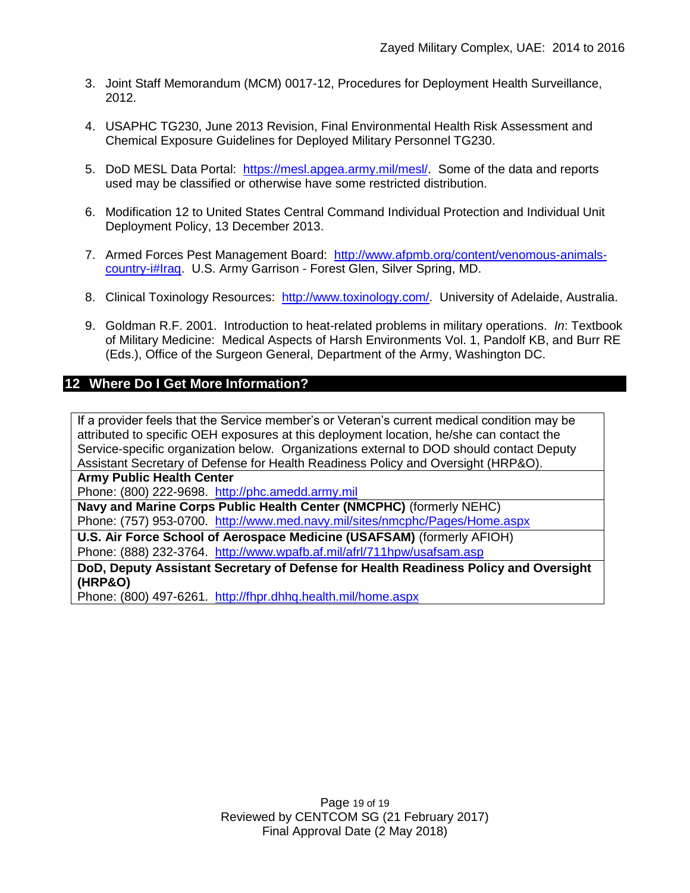3. Joint Staff Memorandum (MCM) 0017-12, Procedures for Deployment Health Surveillance, 2012.

4. USAPHC TG230, June 2013 Revision, Final Environmental Health Risk Assessment and Chemical Exposure Guidelines for Deployed Military Personnel TG230.

5. DoD MESL Data Portal: https://mesl.apgea.army.mil/mesl/. Some of the data and reports used may be classified or otherwise have some restricted distribution.

6. Modification 12 to United States Central Command Individual Protection and Individual Unit Deployment Policy, 13 December 2013.

7. Armed Forces Pest Management Board: http://www.afpmb.org/content/venomous-animals-country-i#Iraq. U.S. Army Garrison - Forest Glen, Silver Spring, MD.

8. Clinical Toxinology Resources: http://www.toxinology.com/. University of Adelaide, Australia.

9. Goldman R.F. 2001. Introduction to heat-related problems in military operations. *In*: Textbook of Military Medicine: Medical Aspects of Harsh Environments Vol. 1, Pandolf KB, and Burr RE (Eds.), Office of the Surgeon General, Department of the Army, Washington DC.

## 12 Where Do I Get More Information?

| |
|---|
| If a provider feels that the Service member's or Veteran's current medical condition may be attributed to specific OEH exposures at this deployment location, he/she can contact the Service-specific organization below. Organizations external to DOD should contact Deputy Assistant Secretary of Defense for Health Readiness Policy and Oversight (HRP&O). |
| **Army Public Health Center**<br>Phone: (800) 222-9698. http://phc.amedd.army.mil |
| **Navy and Marine Corps Public Health Center (NMCPHC)** (formerly NEHC)<br>Phone: (757) 953-0700. http://www.med.navy.mil/sites/nmcphc/Pages/Home.aspx |
| **U.S. Air Force School of Aerospace Medicine (USAFSAM)** (formerly AFIOH)<br>Phone: (888) 232-3764. http://www.wpafb.af.mil/afrl/711hpw/usafsam.asp |
| **DoD, Deputy Assistant Secretary of Defense for Health Readiness Policy and Oversight (HRP&O)**<br>Phone: (800) 497-6261. http://fhpr.dhhq.health.mil/home.aspx |

Reviewed by CENTCOM SG (21 February 2017)
Final Approval Date (2 May 2018)